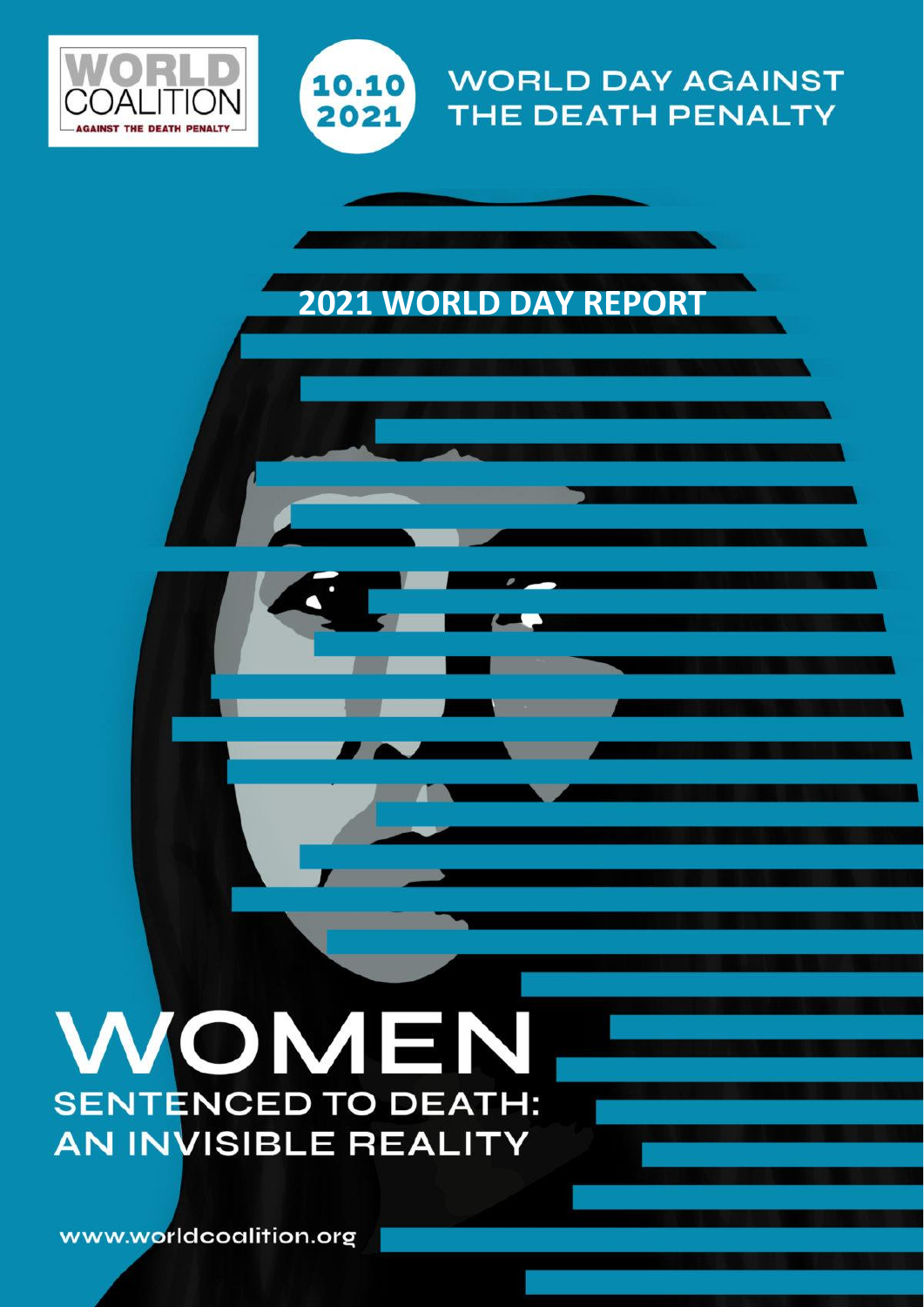WORLD COALITION AGAINST THE DEATH PENALTY

10.10 2021

WORLD DAY AGAINST THE DEATH PENALTY

# 2021 WORLD DAY REPORT

# WOMEN SENTENCED TO DEATH: AN INVISIBLE REALITY

www.worldcoalition.org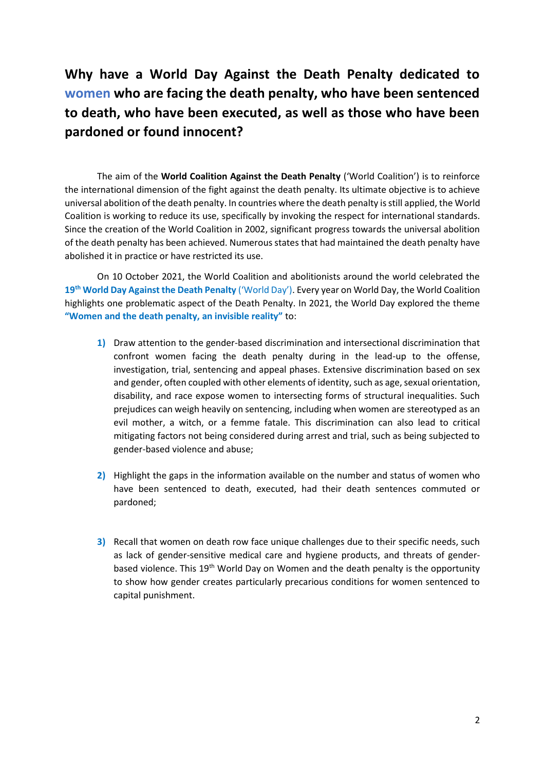# Why have a World Day Against the Death Penalty dedicated to women who are facing the death penalty, who have been sentenced to death, who have been executed, as well as those who have been pardoned or found innocent?

The aim of the **World Coalition Against the Death Penalty** ('World Coalition') is to reinforce the international dimension of the fight against the death penalty. Its ultimate objective is to achieve universal abolition of the death penalty. In countries where the death penalty is still applied, the World Coalition is working to reduce its use, specifically by invoking the respect for international standards. Since the creation of the World Coalition in 2002, significant progress towards the universal abolition of the death penalty has been achieved. Numerous states that had maintained the death penalty have abolished it in practice or have restricted its use.

On 10 October 2021, the World Coalition and abolitionists around the world celebrated the **19th World Day Against the Death Penalty** ('World Day'). Every year on World Day, the World Coalition highlights one problematic aspect of the Death Penalty. In 2021, the World Day explored the theme **"Women and the death penalty, an invisible reality"** to:

1) Draw attention to the gender-based discrimination and intersectional discrimination that confront women facing the death penalty during in the lead-up to the offense, investigation, trial, sentencing and appeal phases. Extensive discrimination based on sex and gender, often coupled with other elements of identity, such as age, sexual orientation, disability, and race expose women to intersecting forms of structural inequalities. Such prejudices can weigh heavily on sentencing, including when women are stereotyped as an evil mother, a witch, or a femme fatale. This discrimination can also lead to critical mitigating factors not being considered during arrest and trial, such as being subjected to gender-based violence and abuse;

2) Highlight the gaps in the information available on the number and status of women who have been sentenced to death, executed, had their death sentences commuted or pardoned;

3) Recall that women on death row face unique challenges due to their specific needs, such as lack of gender-sensitive medical care and hygiene products, and threats of gender-based violence. This 19th World Day on Women and the death penalty is the opportunity to show how gender creates particularly precarious conditions for women sentenced to capital punishment.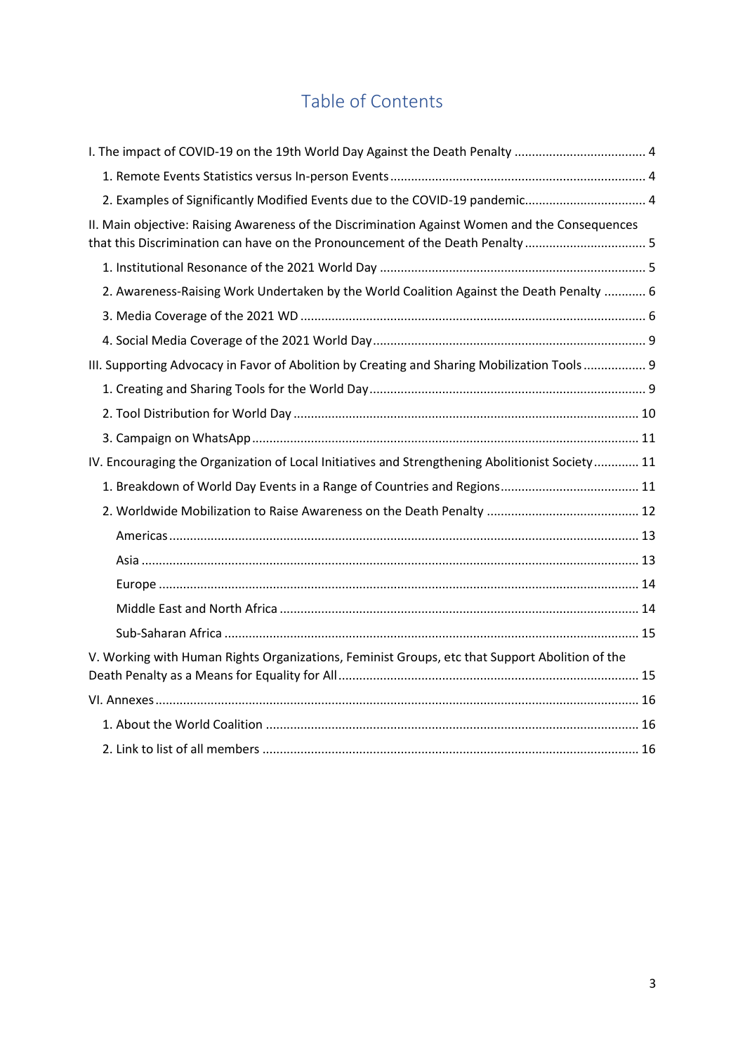# Table of Contents

I. The impact of COVID-19 on the 19th World Day Against the Death Penalty ..................................... 4

1. Remote Events Statistics versus In-person Events ........................................................................ 4
2. Examples of Significantly Modified Events due to the COVID-19 pandemic.................................. 4

II. Main objective: Raising Awareness of the Discrimination Against Women and the Consequences that this Discrimination can have on the Pronouncement of the Death Penalty .................................. 5

1. Institutional Resonance of the 2021 World Day ............................................................................ 5
2. Awareness-Raising Work Undertaken by the World Coalition Against the Death Penalty ............ 6
3. Media Coverage of the 2021 WD .................................................................................................. 6
4. Social Media Coverage of the 2021 World Day ............................................................................. 9

III. Supporting Advocacy in Favor of Abolition by Creating and Sharing Mobilization Tools ................. 9

1. Creating and Sharing Tools for the World Day ............................................................................... 9
2. Tool Distribution for World Day .................................................................................................. 10
3. Campaign on WhatsApp .............................................................................................................. 11

IV. Encouraging the Organization of Local Initiatives and Strengthening Abolitionist Society ............ 11

1. Breakdown of World Day Events in a Range of Countries and Regions ....................................... 11
2. Worldwide Mobilization to Raise Awareness on the Death Penalty ........................................... 12
   - Americas ..................................................................................................................................... 13
   - Asia ............................................................................................................................................. 13
   - Europe ........................................................................................................................................ 14
   - Middle East and North Africa ..................................................................................................... 14
   - Sub-Saharan Africa ..................................................................................................................... 15

V. Working with Human Rights Organizations, Feminist Groups, etc that Support Abolition of the Death Penalty as a Means for Equality for All ..................................................................................... 15

VI. Annexes ......................................................................................................................................... 16

1. About the World Coalition ........................................................................................................... 16
2. Link to list of all members ........................................................................................................... 16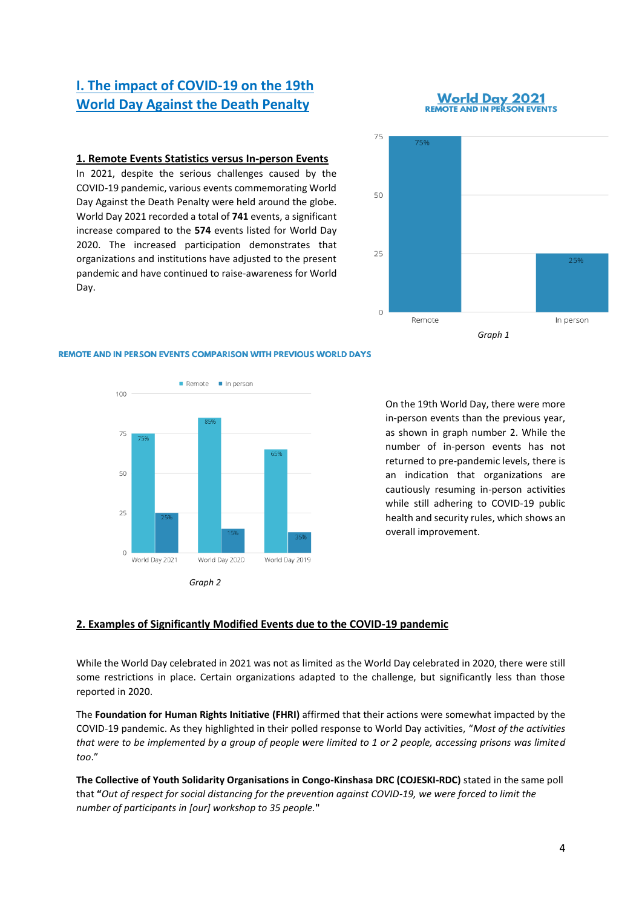## I. The impact of COVID-19 on the 19th World Day Against the Death Penalty

### 1. Remote Events Statistics versus In-person Events

In 2021, despite the serious challenges caused by the COVID-19 pandemic, various events commemorating World Day Against the Death Penalty were held around the globe. World Day 2021 recorded a total of **741** events, a significant increase compared to the **574** events listed for World Day 2020. The increased participation demonstrates that organizations and institutions have adjusted to the present pandemic and have continued to raise-awareness for World Day.

**World Day 2021**
REMOTE AND IN PERSON EVENTS

| | Remote | In person |
|---|---|---|
| World Day 2021 | 75% | 25% |

*Graph 1*

REMOTE AND IN PERSON EVENTS COMPARISON WITH PREVIOUS WORLD DAYS

| | Remote | In person |
|---|---|---|
| World Day 2021 | 75% | 25% |
| World Day 2020 | 85% | 15% |
| World Day 2019 | 65% | 35% |

*Graph 2*

On the 19th World Day, there were more in-person events than the previous year, as shown in graph number 2. While the number of in-person events has not returned to pre-pandemic levels, there is an indication that organizations are cautiously resuming in-person activities while still adhering to COVID-19 public health and security rules, which shows an overall improvement.

### 2. Examples of Significantly Modified Events due to the COVID-19 pandemic

While the World Day celebrated in 2021 was not as limited as the World Day celebrated in 2020, there were still some restrictions in place. Certain organizations adapted to the challenge, but significantly less than those reported in 2020.

The **Foundation for Human Rights Initiative (FHRI)** affirmed that their actions were somewhat impacted by the COVID-19 pandemic. As they highlighted in their polled response to World Day activities, "*Most of the activities that were to be implemented by a group of people were limited to 1 or 2 people, accessing prisons was limited too*."

**The Collective of Youth Solidarity Organisations in Congo-Kinshasa DRC (COJESKI-RDC)** stated in the same poll that **"***Out of respect for social distancing for the prevention against COVID-19, we were forced to limit the number of participants in [our] workshop to 35 people.***"**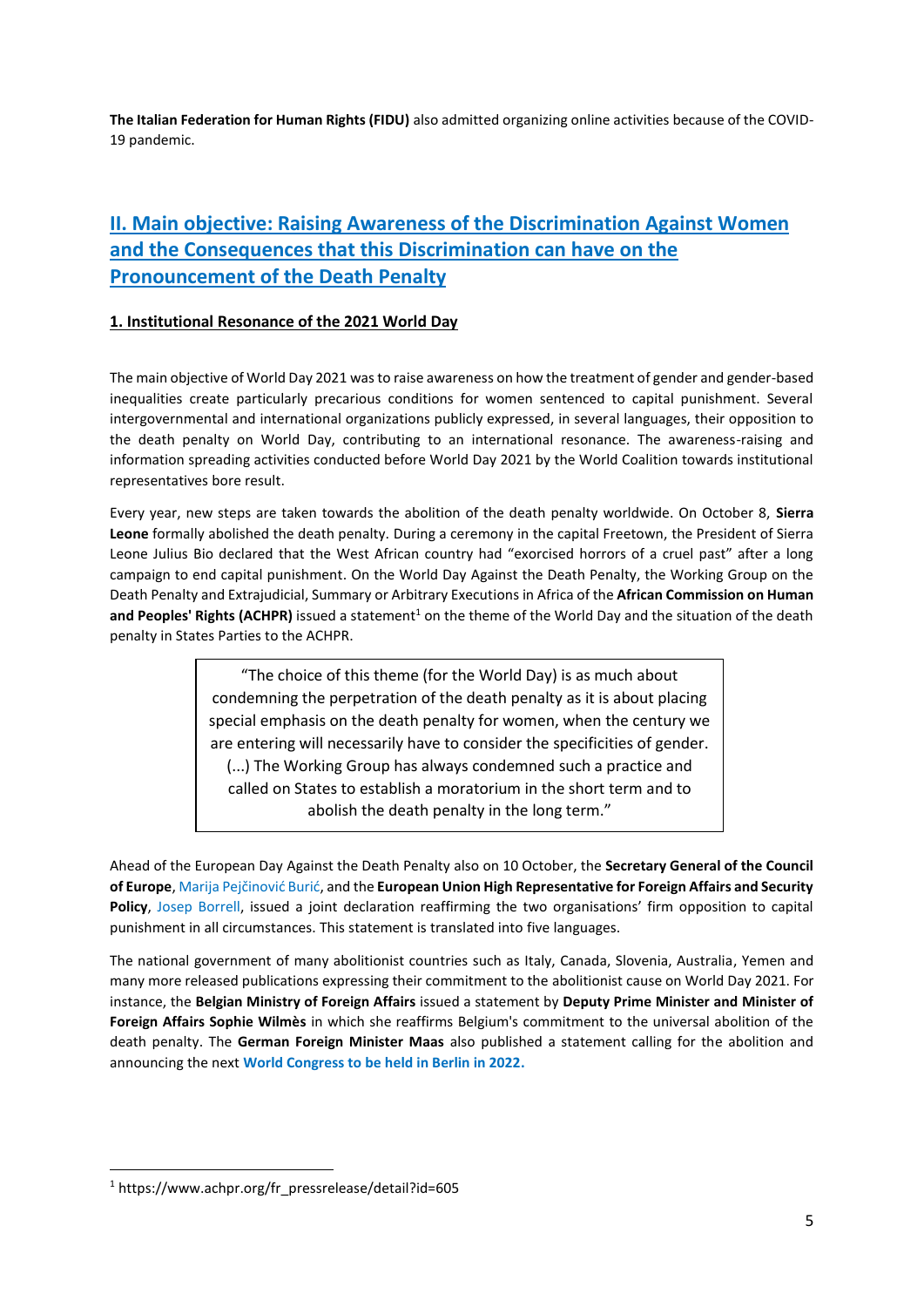**The Italian Federation for Human Rights (FIDU)** also admitted organizing online activities because of the COVID-19 pandemic.

## II. Main objective: Raising Awareness of the Discrimination Against Women and the Consequences that this Discrimination can have on the Pronouncement of the Death Penalty

### 1. Institutional Resonance of the 2021 World Day

The main objective of World Day 2021 was to raise awareness on how the treatment of gender and gender-based inequalities create particularly precarious conditions for women sentenced to capital punishment. Several intergovernmental and international organizations publicly expressed, in several languages, their opposition to the death penalty on World Day, contributing to an international resonance. The awareness-raising and information spreading activities conducted before World Day 2021 by the World Coalition towards institutional representatives bore result.

Every year, new steps are taken towards the abolition of the death penalty worldwide. On October 8, **Sierra Leone** formally abolished the death penalty. During a ceremony in the capital Freetown, the President of Sierra Leone Julius Bio declared that the West African country had "exorcised horrors of a cruel past" after a long campaign to end capital punishment. On the World Day Against the Death Penalty, the Working Group on the Death Penalty and Extrajudicial, Summary or Arbitrary Executions in Africa of the **African Commission on Human and Peoples' Rights (ACHPR)** issued a statement[1] on the theme of the World Day and the situation of the death penalty in States Parties to the ACHPR.

> "The choice of this theme (for the World Day) is as much about condemning the perpetration of the death penalty as it is about placing special emphasis on the death penalty for women, when the century we are entering will necessarily have to consider the specificities of gender. (...) The Working Group has always condemned such a practice and called on States to establish a moratorium in the short term and to abolish the death penalty in the long term."

Ahead of the European Day Against the Death Penalty also on 10 October, the **Secretary General of the Council of Europe**, Marija Pejčinović Burić, and the **European Union High Representative for Foreign Affairs and Security Policy**, Josep Borrell, issued a joint declaration reaffirming the two organisations' firm opposition to capital punishment in all circumstances. This statement is translated into five languages.

The national government of many abolitionist countries such as Italy, Canada, Slovenia, Australia, Yemen and many more released publications expressing their commitment to the abolitionist cause on World Day 2021. For instance, the **Belgian Ministry of Foreign Affairs** issued a statement by **Deputy Prime Minister and Minister of Foreign Affairs Sophie Wilmès** in which she reaffirms Belgium's commitment to the universal abolition of the death penalty. The **German Foreign Minister Maas** also published a statement calling for the abolition and announcing the next **World Congress to be held in Berlin in 2022.**

[1] https://www.achpr.org/fr_pressrelease/detail?id=605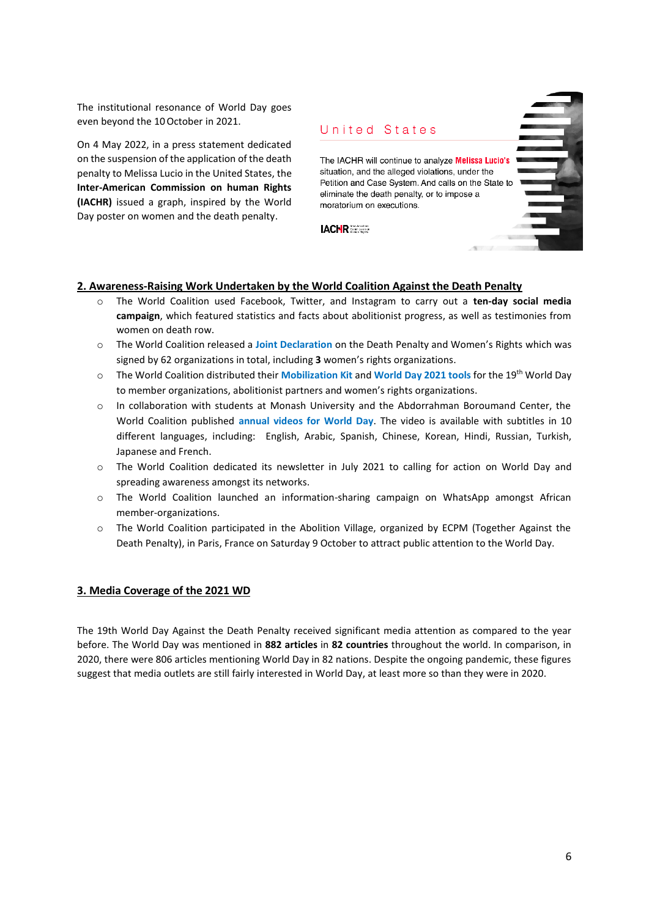The institutional resonance of World Day goes even beyond the 10 October in 2021.

On 4 May 2022, in a press statement dedicated on the suspension of the application of the death penalty to Melissa Lucio in the United States, the **Inter-American Commission on human Rights (IACHR)** issued a graph, inspired by the World Day poster on women and the death penalty.

United States

The IACHR will continue to analyze **Melissa Lucio's** situation, and the alleged violations, under the Petition and Case System. And calls on the State to eliminate the death penalty, or to impose a moratorium on executions.

IACHR

## 2. Awareness-Raising Work Undertaken by the World Coalition Against the Death Penalty

- The World Coalition used Facebook, Twitter, and Instagram to carry out a **ten-day social media campaign**, which featured statistics and facts about abolitionist progress, as well as testimonies from women on death row.
- The World Coalition released a **Joint Declaration** on the Death Penalty and Women's Rights which was signed by 62 organizations in total, including **3** women's rights organizations.
- The World Coalition distributed their **Mobilization Kit** and **World Day 2021 tools** for the 19th World Day to member organizations, abolitionist partners and women's rights organizations.
- In collaboration with students at Monash University and the Abdorrahman Boroumand Center, the World Coalition published **annual videos for World Day**. The video is available with subtitles in 10 different languages, including: English, Arabic, Spanish, Chinese, Korean, Hindi, Russian, Turkish, Japanese and French.
- The World Coalition dedicated its newsletter in July 2021 to calling for action on World Day and spreading awareness amongst its networks.
- The World Coalition launched an information-sharing campaign on WhatsApp amongst African member-organizations.
- The World Coalition participated in the Abolition Village, organized by ECPM (Together Against the Death Penalty), in Paris, France on Saturday 9 October to attract public attention to the World Day.

## 3. Media Coverage of the 2021 WD

The 19th World Day Against the Death Penalty received significant media attention as compared to the year before. The World Day was mentioned in **882 articles** in **82 countries** throughout the world. In comparison, in 2020, there were 806 articles mentioning World Day in 82 nations. Despite the ongoing pandemic, these figures suggest that media outlets are still fairly interested in World Day, at least more so than they were in 2020.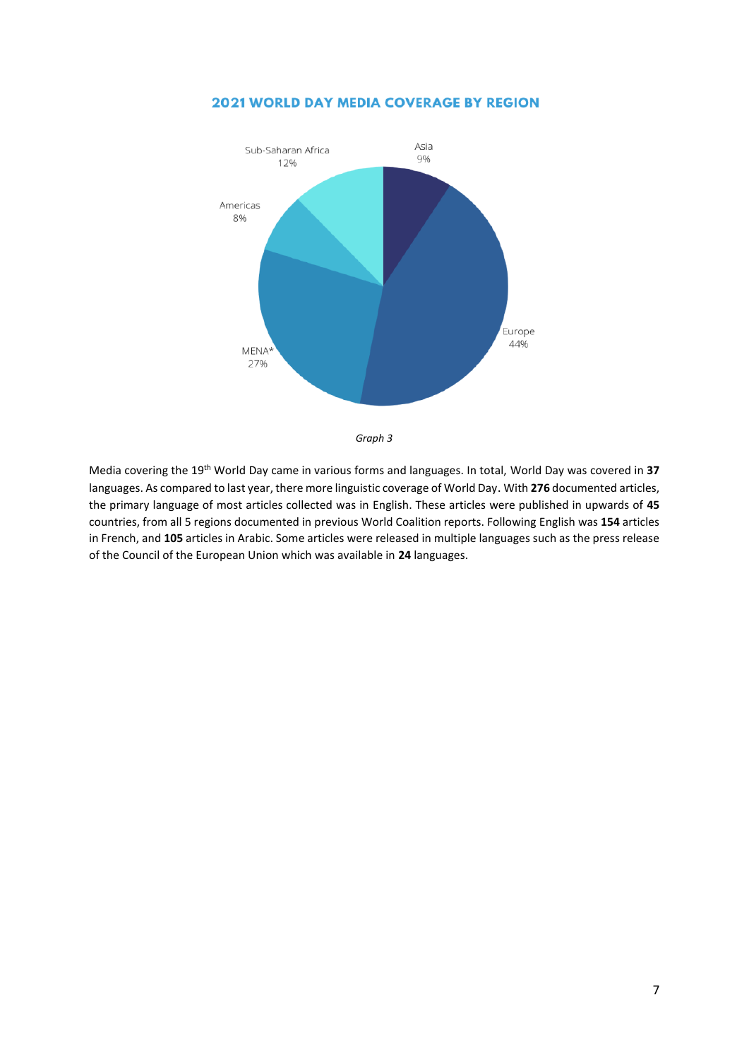**2021 WORLD DAY MEDIA COVERAGE BY REGION**

| Region | Share |
| --- | --- |
| Asia | 9% |
| Europe | 44% |
| MENA* | 27% |
| Americas | 8% |
| Sub-Saharan Africa | 12% |

*Graph 3*

Media covering the 19th World Day came in various forms and languages. In total, World Day was covered in **37** languages. As compared to last year, there more linguistic coverage of World Day. With **276** documented articles, the primary language of most articles collected was in English. These articles were published in upwards of **45** countries, from all 5 regions documented in previous World Coalition reports. Following English was **154** articles in French, and **105** articles in Arabic. Some articles were released in multiple languages such as the press release of the Council of the European Union which was available in **24** languages.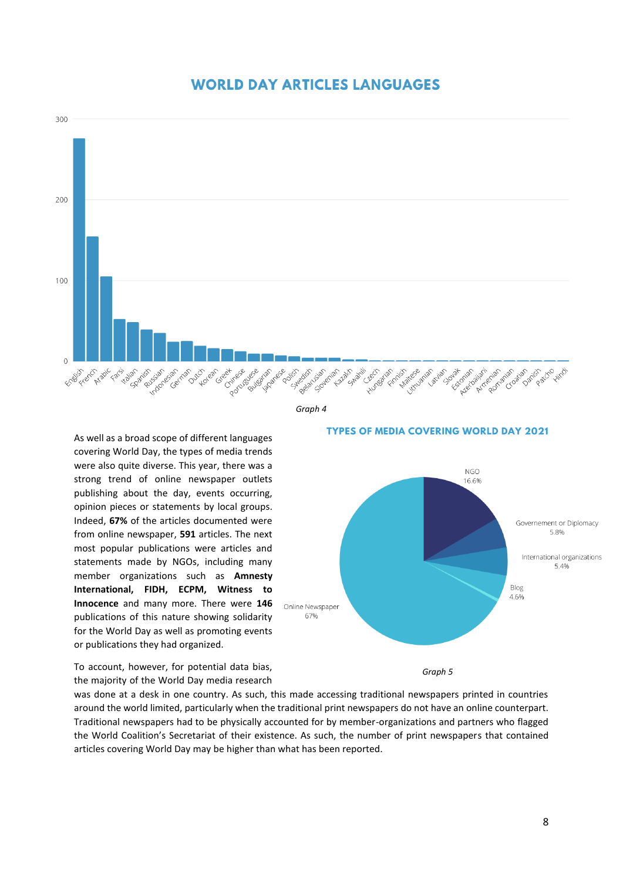## WORLD DAY ARTICLES LANGUAGES

*Graph 4*

### TYPES OF MEDIA COVERING WORLD DAY 2021

*Graph 5*

As well as a broad scope of different languages covering World Day, the types of media trends were also quite diverse. This year, there was a strong trend of online newspaper outlets publishing about the day, events occurring, opinion pieces or statements by local groups. Indeed, **67%** of the articles documented were from online newspaper, **591** articles. The next most popular publications were articles and statements made by NGOs, including many member organizations such as **Amnesty International, FIDH, ECPM, Witness to Innocence** and many more. There were **146** publications of this nature showing solidarity for the World Day as well as promoting events or publications they had organized.

To account, however, for potential data bias, the majority of the World Day media research was done at a desk in one country. As such, this made accessing traditional newspapers printed in countries around the world limited, particularly when the traditional print newspapers do not have an online counterpart. Traditional newspapers had to be physically accounted for by member-organizations and partners who flagged the World Coalition's Secretariat of their existence. As such, the number of print newspapers that contained articles covering World Day may be higher than what has been reported.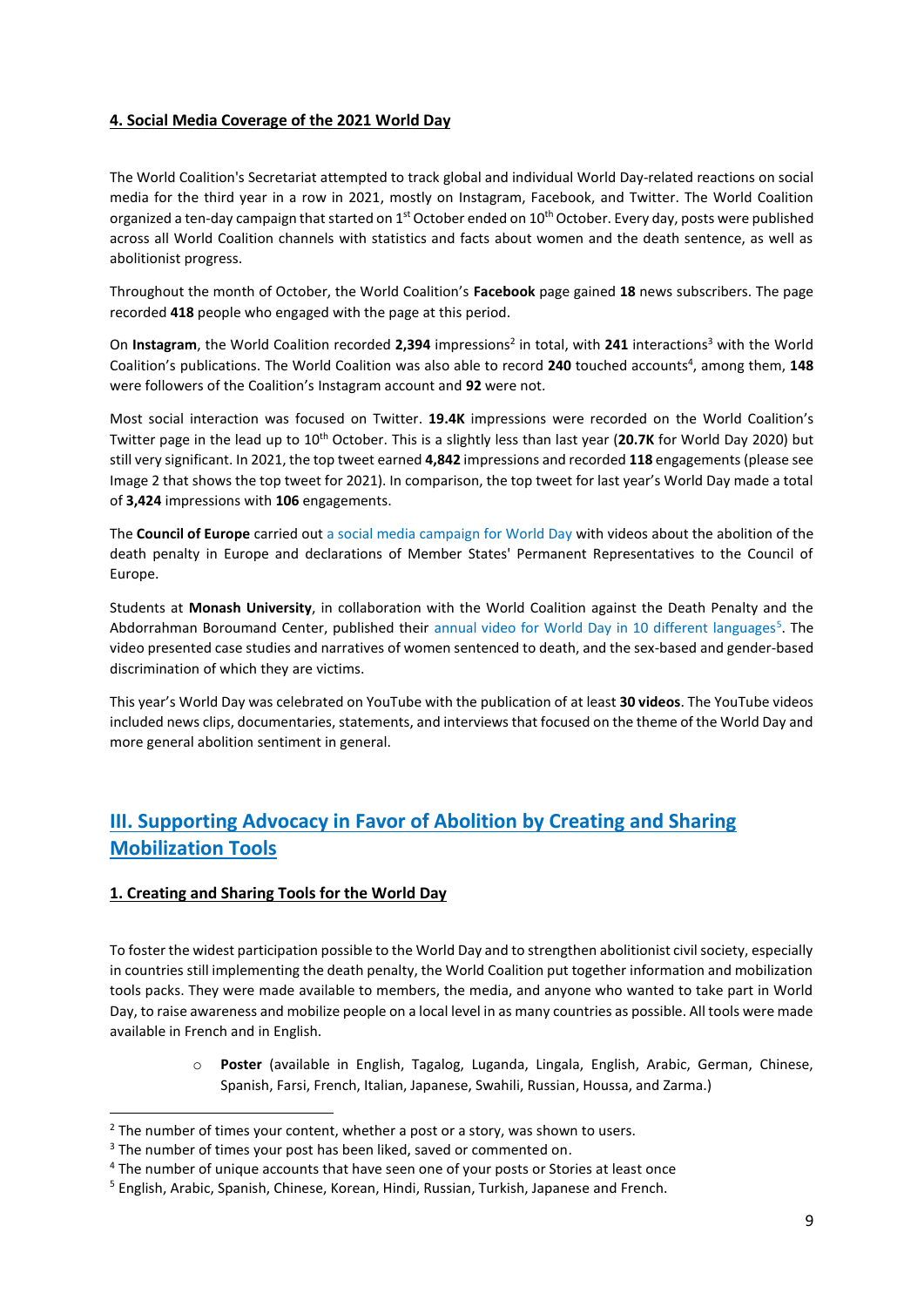### 4. Social Media Coverage of the 2021 World Day

The World Coalition's Secretariat attempted to track global and individual World Day-related reactions on social media for the third year in a row in 2021, mostly on Instagram, Facebook, and Twitter. The World Coalition organized a ten-day campaign that started on 1st October ended on 10th October. Every day, posts were published across all World Coalition channels with statistics and facts about women and the death sentence, as well as abolitionist progress.

Throughout the month of October, the World Coalition's **Facebook** page gained **18** news subscribers. The page recorded **418** people who engaged with the page at this period.

On **Instagram**, the World Coalition recorded **2,394** impressions[2] in total, with **241** interactions[3] with the World Coalition's publications. The World Coalition was also able to record **240** touched accounts[4], among them, **148** were followers of the Coalition's Instagram account and **92** were not.

Most social interaction was focused on Twitter. **19.4K** impressions were recorded on the World Coalition's Twitter page in the lead up to 10th October. This is a slightly less than last year (**20.7K** for World Day 2020) but still very significant. In 2021, the top tweet earned **4,842** impressions and recorded **118** engagements (please see Image 2 that shows the top tweet for 2021). In comparison, the top tweet for last year's World Day made a total of **3,424** impressions with **106** engagements.

The **Council of Europe** carried out a social media campaign for World Day with videos about the abolition of the death penalty in Europe and declarations of Member States' Permanent Representatives to the Council of Europe.

Students at **Monash University**, in collaboration with the World Coalition against the Death Penalty and the Abdorrahman Boroumand Center, published their annual video for World Day in 10 different languages[5]. The video presented case studies and narratives of women sentenced to death, and the sex-based and gender-based discrimination of which they are victims.

This year's World Day was celebrated on YouTube with the publication of at least **30 videos**. The YouTube videos included news clips, documentaries, statements, and interviews that focused on the theme of the World Day and more general abolition sentiment in general.

## III. Supporting Advocacy in Favor of Abolition by Creating and Sharing Mobilization Tools

### 1. Creating and Sharing Tools for the World Day

To foster the widest participation possible to the World Day and to strengthen abolitionist civil society, especially in countries still implementing the death penalty, the World Coalition put together information and mobilization tools packs. They were made available to members, the media, and anyone who wanted to take part in World Day, to raise awareness and mobilize people on a local level in as many countries as possible. All tools were made available in French and in English.

- **Poster** (available in English, Tagalog, Luganda, Lingala, English, Arabic, German, Chinese, Spanish, Farsi, French, Italian, Japanese, Swahili, Russian, Houssa, and Zarma.)

---

[2] The number of times your content, whether a post or a story, was shown to users.

[3] The number of times your post has been liked, saved or commented on.

[4] The number of unique accounts that have seen one of your posts or Stories at least once

[5] English, Arabic, Spanish, Chinese, Korean, Hindi, Russian, Turkish, Japanese and French.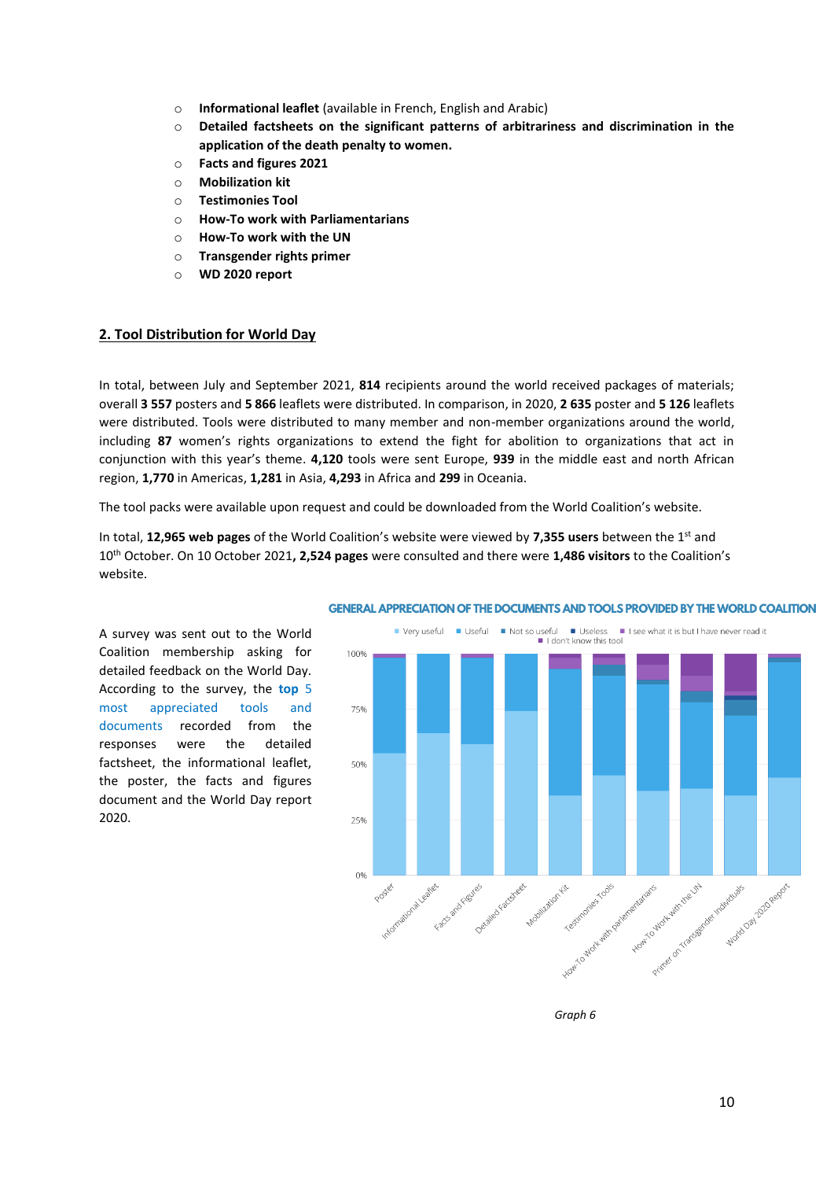- **Informational leaflet** (available in French, English and Arabic)
- **Detailed factsheets on the significant patterns of arbitrariness and discrimination in the application of the death penalty to women.**
- **Facts and figures 2021**
- **Mobilization kit**
- **Testimonies Tool**
- **How-To work with Parliamentarians**
- **How-To work with the UN**
- **Transgender rights primer**
- **WD 2020 report**

## 2. Tool Distribution for World Day

In total, between July and September 2021, **814** recipients around the world received packages of materials; overall **3 557** posters and **5 866** leaflets were distributed. In comparison, in 2020, **2 635** poster and **5 126** leaflets were distributed. Tools were distributed to many member and non-member organizations around the world, including **87** women's rights organizations to extend the fight for abolition to organizations that act in conjunction with this year's theme. **4,120** tools were sent Europe, **939** in the middle east and north African region, **1,770** in Americas, **1,281** in Asia, **4,293** in Africa and **299** in Oceania.

The tool packs were available upon request and could be downloaded from the World Coalition's website.

In total, **12,965 web pages** of the World Coalition's website were viewed by **7,355 users** between the 1st and 10th October. On 10 October 2021**, 2,524 pages** were consulted and there were **1,486 visitors** to the Coalition's website.

A survey was sent out to the World Coalition membership asking for detailed feedback on the World Day. According to the survey, the **top** 5 most appreciated tools and documents recorded from the responses were the detailed factsheet, the informational leaflet, the poster, the facts and figures document and the World Day report 2020.

GENERAL APPRECIATION OF THE DOCUMENTS AND TOOLS PROVIDED BY THE WORLD COALITION

*Graph 6*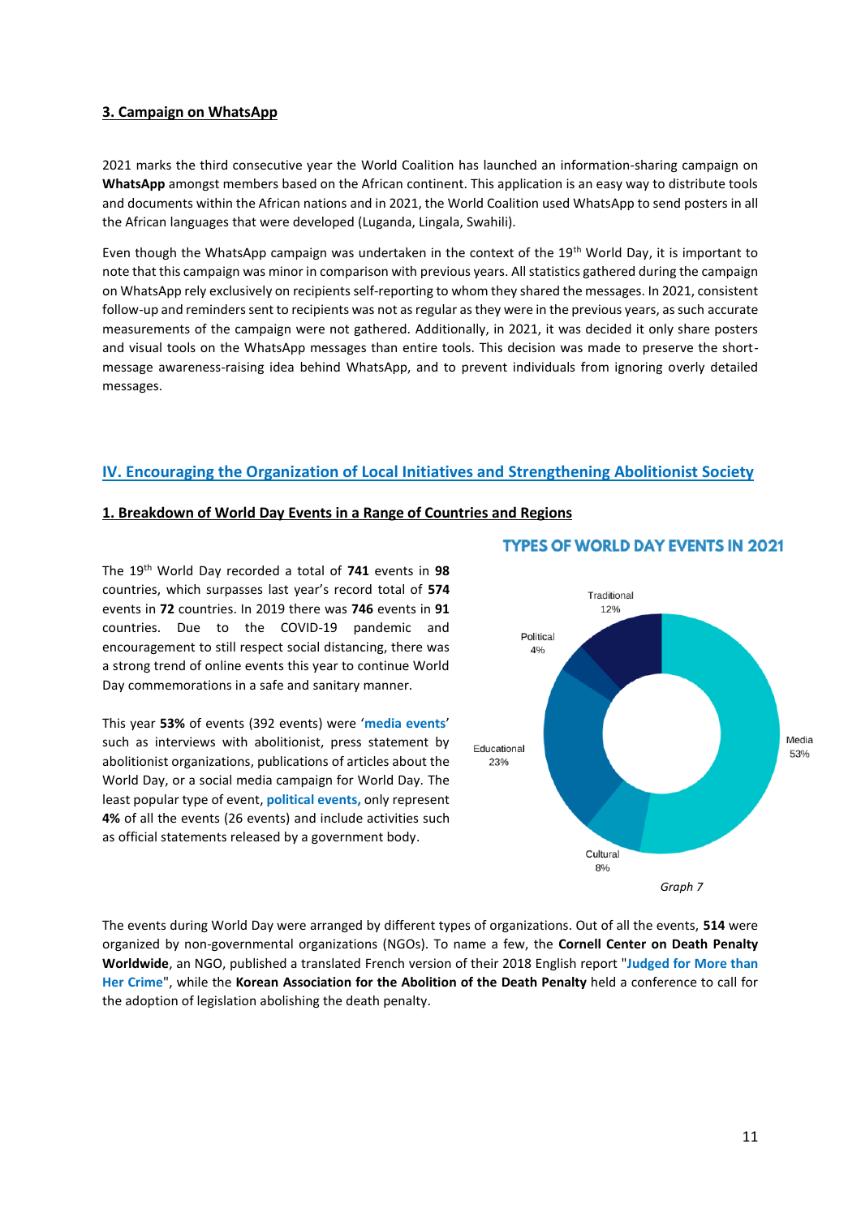### 3. Campaign on WhatsApp

2021 marks the third consecutive year the World Coalition has launched an information-sharing campaign on **WhatsApp** amongst members based on the African continent. This application is an easy way to distribute tools and documents within the African nations and in 2021, the World Coalition used WhatsApp to send posters in all the African languages that were developed (Luganda, Lingala, Swahili).

Even though the WhatsApp campaign was undertaken in the context of the 19th World Day, it is important to note that this campaign was minor in comparison with previous years. All statistics gathered during the campaign on WhatsApp rely exclusively on recipients self-reporting to whom they shared the messages. In 2021, consistent follow-up and reminders sent to recipients was not as regular as they were in the previous years, as such accurate measurements of the campaign were not gathered. Additionally, in 2021, it was decided it only share posters and visual tools on the WhatsApp messages than entire tools. This decision was made to preserve the short-message awareness-raising idea behind WhatsApp, and to prevent individuals from ignoring overly detailed messages.

## IV. Encouraging the Organization of Local Initiatives and Strengthening Abolitionist Society

### 1. Breakdown of World Day Events in a Range of Countries and Regions

The 19th World Day recorded a total of **741** events in **98** countries, which surpasses last year's record total of **574** events in **72** countries. In 2019 there was **746** events in **91** countries. Due to the COVID-19 pandemic and encouragement to still respect social distancing, there was a strong trend of online events this year to continue World Day commemorations in a safe and sanitary manner.

This year **53%** of events (392 events) were '**media events**' such as interviews with abolitionist, press statement by abolitionist organizations, publications of articles about the World Day, or a social media campaign for World Day. The least popular type of event, **political events,** only represent **4%** of all the events (26 events) and include activities such as official statements released by a government body.

**TYPES OF WORLD DAY EVENTS IN 2021**

| Type | Share |
|---|---|
| Media | 53% |
| Educational | 23% |
| Traditional | 12% |
| Cultural | 8% |
| Political | 4% |

*Graph 7*

The events during World Day were arranged by different types of organizations. Out of all the events, **514** were organized by non-governmental organizations (NGOs). To name a few, the **Cornell Center on Death Penalty Worldwide**, an NGO, published a translated French version of their 2018 English report "**Judged for More than Her Crime**", while the **Korean Association for the Abolition of the Death Penalty** held a conference to call for the adoption of legislation abolishing the death penalty.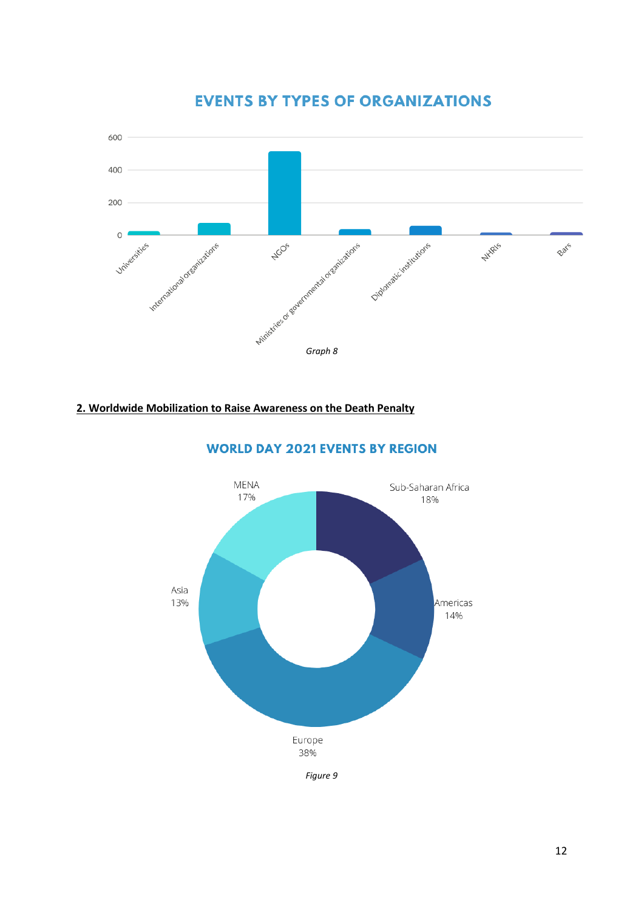**EVENTS BY TYPES OF ORGANIZATIONS**

*Graph 8*

**2. Worldwide Mobilization to Raise Awareness on the Death Penalty**

**WORLD DAY 2021 EVENTS BY REGION**

| Region | Share |
|---|---|
| MENA | 17% |
| Sub-Saharan Africa | 18% |
| Americas | 14% |
| Europe | 38% |
| Asia | 13% |

*Figure 9*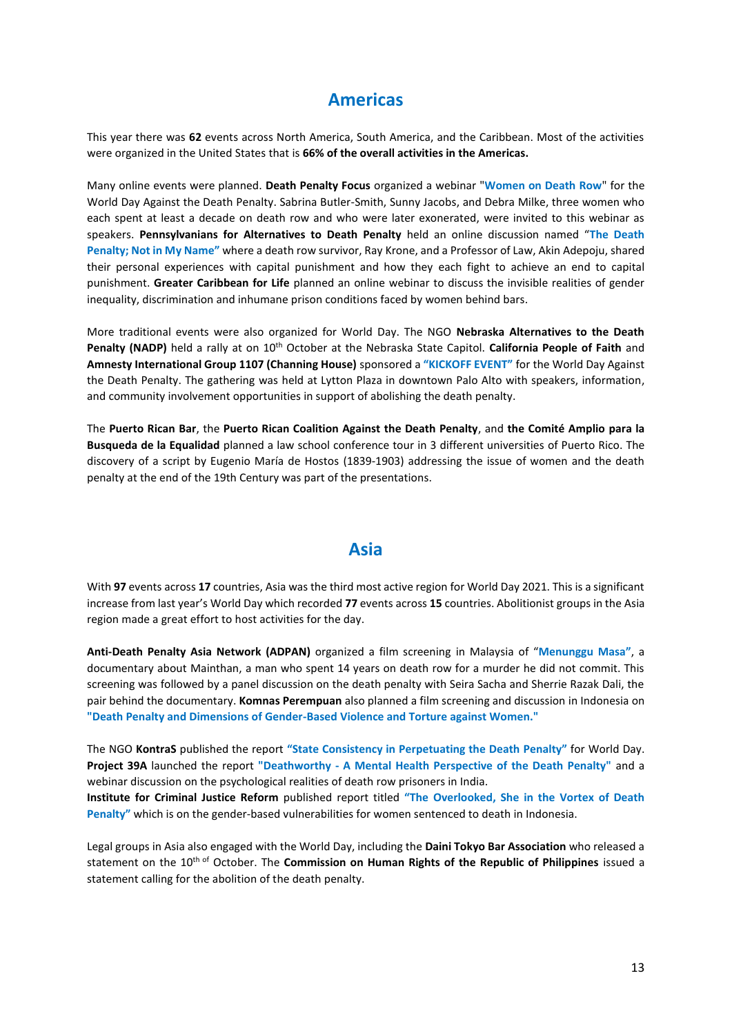## Americas

This year there was **62** events across North America, South America, and the Caribbean. Most of the activities were organized in the United States that is **66% of the overall activities in the Americas.**

Many online events were planned. **Death Penalty Focus** organized a webinar "**Women on Death Row**" for the World Day Against the Death Penalty. Sabrina Butler-Smith, Sunny Jacobs, and Debra Milke, three women who each spent at least a decade on death row and who were later exonerated, were invited to this webinar as speakers. **Pennsylvanians for Alternatives to Death Penalty** held an online discussion named "**The Death Penalty; Not in My Name"** where a death row survivor, Ray Krone, and a Professor of Law, Akin Adepoju, shared their personal experiences with capital punishment and how they each fight to achieve an end to capital punishment. **Greater Caribbean for Life** planned an online webinar to discuss the invisible realities of gender inequality, discrimination and inhumane prison conditions faced by women behind bars.

More traditional events were also organized for World Day. The NGO **Nebraska Alternatives to the Death Penalty (NADP)** held a rally at on 10th October at the Nebraska State Capitol. **California People of Faith** and **Amnesty International Group 1107 (Channing House)** sponsored a **"KICKOFF EVENT"** for the World Day Against the Death Penalty. The gathering was held at Lytton Plaza in downtown Palo Alto with speakers, information, and community involvement opportunities in support of abolishing the death penalty.

The **Puerto Rican Bar**, the **Puerto Rican Coalition Against the Death Penalty**, and **the Comité Amplio para la Busqueda de la Equalidad** planned a law school conference tour in 3 different universities of Puerto Rico. The discovery of a script by Eugenio María de Hostos (1839-1903) addressing the issue of women and the death penalty at the end of the 19th Century was part of the presentations.

## Asia

With **97** events across **17** countries, Asia was the third most active region for World Day 2021. This is a significant increase from last year's World Day which recorded **77** events across **15** countries. Abolitionist groups in the Asia region made a great effort to host activities for the day.

**Anti-Death Penalty Asia Network (ADPAN)** organized a film screening in Malaysia of "**Menunggu Masa"**, a documentary about Mainthan, a man who spent 14 years on death row for a murder he did not commit. This screening was followed by a panel discussion on the death penalty with Seira Sacha and Sherrie Razak Dali, the pair behind the documentary. **Komnas Perempuan** also planned a film screening and discussion in Indonesia on **"Death Penalty and Dimensions of Gender-Based Violence and Torture against Women."**

The NGO **KontraS** published the report **"State Consistency in Perpetuating the Death Penalty"** for World Day. **Project 39A** launched the report **"Deathworthy - A Mental Health Perspective of the Death Penalty"** and a webinar discussion on the psychological realities of death row prisoners in India.

**Institute for Criminal Justice Reform** published report titled **"The Overlooked, She in the Vortex of Death Penalty"** which is on the gender-based vulnerabilities for women sentenced to death in Indonesia.

Legal groups in Asia also engaged with the World Day, including the **Daini Tokyo Bar Association** who released a statement on the 10th of October. The **Commission on Human Rights of the Republic of Philippines** issued a statement calling for the abolition of the death penalty.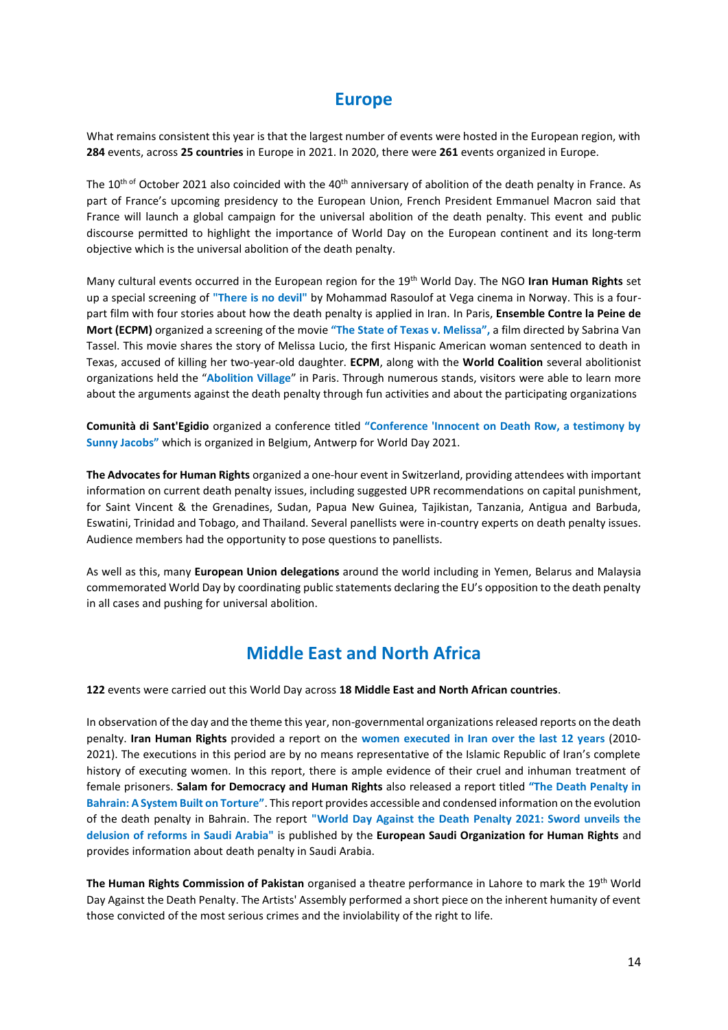## Europe

What remains consistent this year is that the largest number of events were hosted in the European region, with **284** events, across **25 countries** in Europe in 2021. In 2020, there were **261** events organized in Europe.

The 10th of October 2021 also coincided with the 40th anniversary of abolition of the death penalty in France. As part of France's upcoming presidency to the European Union, French President Emmanuel Macron said that France will launch a global campaign for the universal abolition of the death penalty. This event and public discourse permitted to highlight the importance of World Day on the European continent and its long-term objective which is the universal abolition of the death penalty.

Many cultural events occurred in the European region for the 19th World Day. The NGO **Iran Human Rights** set up a special screening of **"There is no devil"** by Mohammad Rasoulof at Vega cinema in Norway. This is a four-part film with four stories about how the death penalty is applied in Iran. In Paris, **Ensemble Contre la Peine de Mort (ECPM)** organized a screening of the movie **"The State of Texas v. Melissa",** a film directed by Sabrina Van Tassel. This movie shares the story of Melissa Lucio, the first Hispanic American woman sentenced to death in Texas, accused of killing her two-year-old daughter. **ECPM**, along with the **World Coalition** several abolitionist organizations held the "**Abolition Village**" in Paris. Through numerous stands, visitors were able to learn more about the arguments against the death penalty through fun activities and about the participating organizations

**Comunità di Sant'Egidio** organized a conference titled **"Conference 'Innocent on Death Row, a testimony by Sunny Jacobs"** which is organized in Belgium, Antwerp for World Day 2021.

**The Advocates for Human Rights** organized a one-hour event in Switzerland, providing attendees with important information on current death penalty issues, including suggested UPR recommendations on capital punishment, for Saint Vincent & the Grenadines, Sudan, Papua New Guinea, Tajikistan, Tanzania, Antigua and Barbuda, Eswatini, Trinidad and Tobago, and Thailand. Several panellists were in-country experts on death penalty issues. Audience members had the opportunity to pose questions to panellists.

As well as this, many **European Union delegations** around the world including in Yemen, Belarus and Malaysia commemorated World Day by coordinating public statements declaring the EU's opposition to the death penalty in all cases and pushing for universal abolition.

## Middle East and North Africa

**122** events were carried out this World Day across **18 Middle East and North African countries**.

In observation of the day and the theme this year, non-governmental organizations released reports on the death penalty. **Iran Human Rights** provided a report on the **women executed in Iran over the last 12 years** (2010-2021). The executions in this period are by no means representative of the Islamic Republic of Iran's complete history of executing women. In this report, there is ample evidence of their cruel and inhuman treatment of female prisoners. **Salam for Democracy and Human Rights** also released a report titled **"The Death Penalty in Bahrain: A System Built on Torture"**. This report provides accessible and condensed information on the evolution of the death penalty in Bahrain. The report **"World Day Against the Death Penalty 2021: Sword unveils the delusion of reforms in Saudi Arabia"** is published by the **European Saudi Organization for Human Rights** and provides information about death penalty in Saudi Arabia.

**The Human Rights Commission of Pakistan** organised a theatre performance in Lahore to mark the 19th World Day Against the Death Penalty. The Artists' Assembly performed a short piece on the inherent humanity of event those convicted of the most serious crimes and the inviolability of the right to life.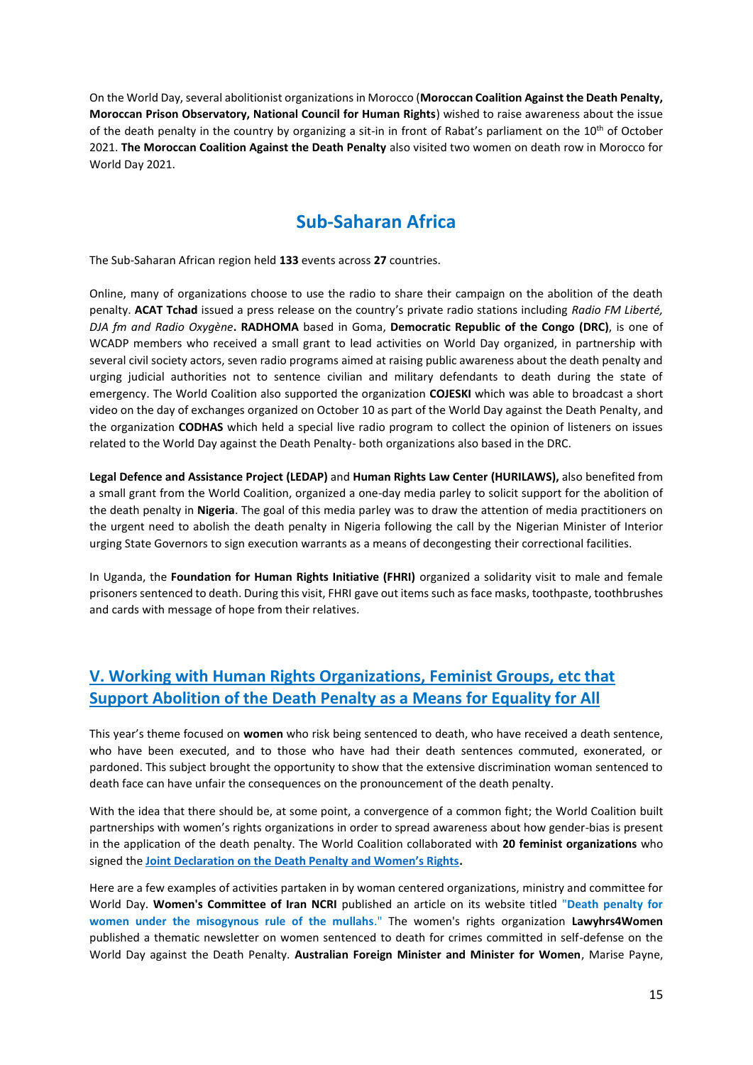On the World Day, several abolitionist organizations in Morocco (**Moroccan Coalition Against the Death Penalty, Moroccan Prison Observatory, National Council for Human Rights**) wished to raise awareness about the issue of the death penalty in the country by organizing a sit-in in front of Rabat's parliament on the 10th of October 2021. **The Moroccan Coalition Against the Death Penalty** also visited two women on death row in Morocco for World Day 2021.

## Sub-Saharan Africa

The Sub-Saharan African region held **133** events across **27** countries.

Online, many of organizations choose to use the radio to share their campaign on the abolition of the death penalty. **ACAT Tchad** issued a press release on the country's private radio stations including *Radio FM Liberté, DJA fm and Radio Oxygène*. **RADHOMA** based in Goma, **Democratic Republic of the Congo (DRC)**, is one of WCADP members who received a small grant to lead activities on World Day organized, in partnership with several civil society actors, seven radio programs aimed at raising public awareness about the death penalty and urging judicial authorities not to sentence civilian and military defendants to death during the state of emergency. The World Coalition also supported the organization **COJESKI** which was able to broadcast a short video on the day of exchanges organized on October 10 as part of the World Day against the Death Penalty, and the organization **CODHAS** which held a special live radio program to collect the opinion of listeners on issues related to the World Day against the Death Penalty- both organizations also based in the DRC.

**Legal Defence and Assistance Project (LEDAP)** and **Human Rights Law Center (HURILAWS),** also benefited from a small grant from the World Coalition, organized a one-day media parley to solicit support for the abolition of the death penalty in **Nigeria**. The goal of this media parley was to draw the attention of media practitioners on the urgent need to abolish the death penalty in Nigeria following the call by the Nigerian Minister of Interior urging State Governors to sign execution warrants as a means of decongesting their correctional facilities.

In Uganda, the **Foundation for Human Rights Initiative (FHRI)** organized a solidarity visit to male and female prisoners sentenced to death. During this visit, FHRI gave out items such as face masks, toothpaste, toothbrushes and cards with message of hope from their relatives.

## V. Working with Human Rights Organizations, Feminist Groups, etc that Support Abolition of the Death Penalty as a Means for Equality for All

This year's theme focused on **women** who risk being sentenced to death, who have received a death sentence, who have been executed, and to those who have had their death sentences commuted, exonerated, or pardoned. This subject brought the opportunity to show that the extensive discrimination woman sentenced to death face can have unfair the consequences on the pronouncement of the death penalty.

With the idea that there should be, at some point, a convergence of a common fight; the World Coalition built partnerships with women's rights organizations in order to spread awareness about how gender-bias is present in the application of the death penalty. The World Coalition collaborated with **20 feminist organizations** who signed the **Joint Declaration on the Death Penalty and Women's Rights.**

Here are a few examples of activities partaken in by woman centered organizations, ministry and committee for World Day. **Women's Committee of Iran NCRI** published an article on its website titled **"Death penalty for women under the misogynous rule of the mullahs."** The women's rights organization **Lawyhrs4Women** published a thematic newsletter on women sentenced to death for crimes committed in self-defense on the World Day against the Death Penalty. **Australian Foreign Minister and Minister for Women**, Marise Payne,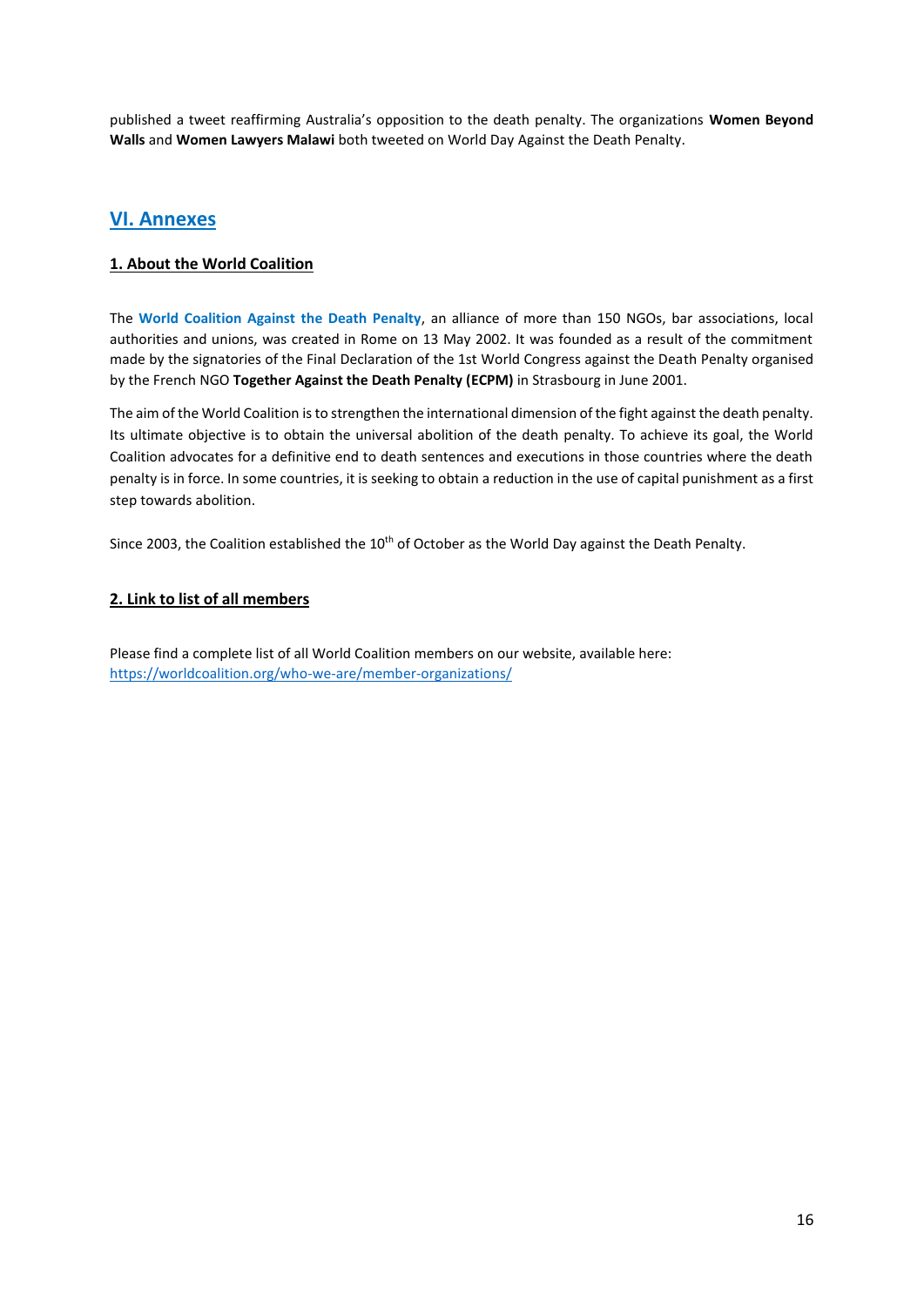published a tweet reaffirming Australia's opposition to the death penalty. The organizations **Women Beyond Walls** and **Women Lawyers Malawi** both tweeted on World Day Against the Death Penalty.

## VI. Annexes

### 1. About the World Coalition

The **World Coalition Against the Death Penalty**, an alliance of more than 150 NGOs, bar associations, local authorities and unions, was created in Rome on 13 May 2002. It was founded as a result of the commitment made by the signatories of the Final Declaration of the 1st World Congress against the Death Penalty organised by the French NGO **Together Against the Death Penalty (ECPM)** in Strasbourg in June 2001.

The aim of the World Coalition is to strengthen the international dimension of the fight against the death penalty. Its ultimate objective is to obtain the universal abolition of the death penalty. To achieve its goal, the World Coalition advocates for a definitive end to death sentences and executions in those countries where the death penalty is in force. In some countries, it is seeking to obtain a reduction in the use of capital punishment as a first step towards abolition.

Since 2003, the Coalition established the 10th of October as the World Day against the Death Penalty.

### 2. Link to list of all members

Please find a complete list of all World Coalition members on our website, available here: https://worldcoalition.org/who-we-are/member-organizations/